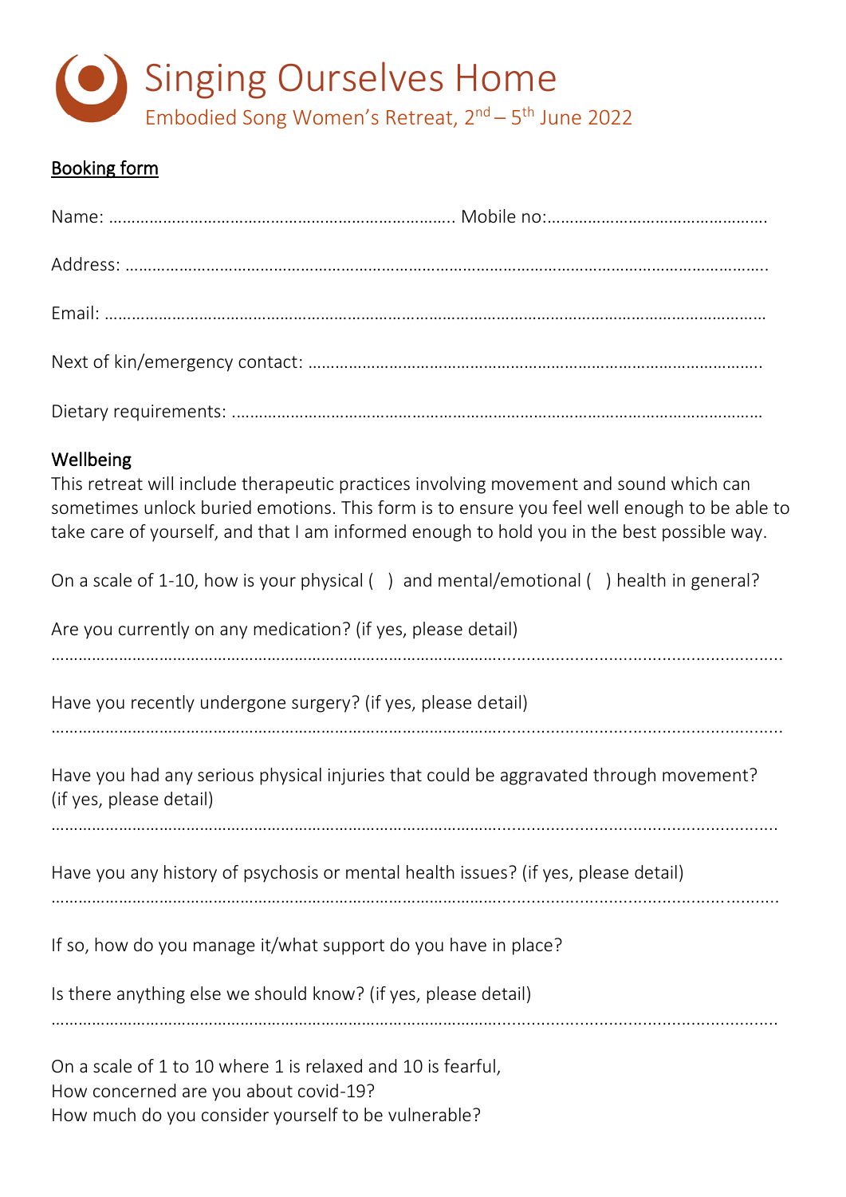# Singing Ourselves Home

Embodied Song Women's Retreat, 2nd – 5th June 2022

<u>Booking form</u>

Name: ………………………………………………………………….. Mobile no:…………………………………………

Address: ……………………………………………………………………………………………………………………..

Email: …………………………………………………………………………………………………………………………

Next of kin/emergency contact: ………………………………………………………………………………….

Dietary requirements: ……………………………………………………………………………………………………

## Wellbeing

This retreat will include therapeutic practices involving movement and sound which can sometimes unlock buried emotions. This form is to ensure you feel well enough to be able to take care of yourself, and that I am informed enough to hold you in the best possible way.

On a scale of 1-10, how is your physical (   ) and mental/emotional (   ) health in general?

Are you currently on any medication? (if yes, please detail)

…………………………………………………………………………………………………………………………………….

Have you recently undergone surgery? (if yes, please detail)

…………………………………………………………………………………………………………………………………….

Have you had any serious physical injuries that could be aggravated through movement? (if yes, please detail)

…………………………………………………………………………………………………………………………………….

Have you any history of psychosis or mental health issues? (if yes, please detail)

…………………………………………………………………………………………………………………………………….

If so, how do you manage it/what support do you have in place?

Is there anything else we should know? (if yes, please detail)

…………………………………………………………………………………………………………………………………….

On a scale of 1 to 10 where 1 is relaxed and 10 is fearful,
How concerned are you about covid-19?
How much do you consider yourself to be vulnerable?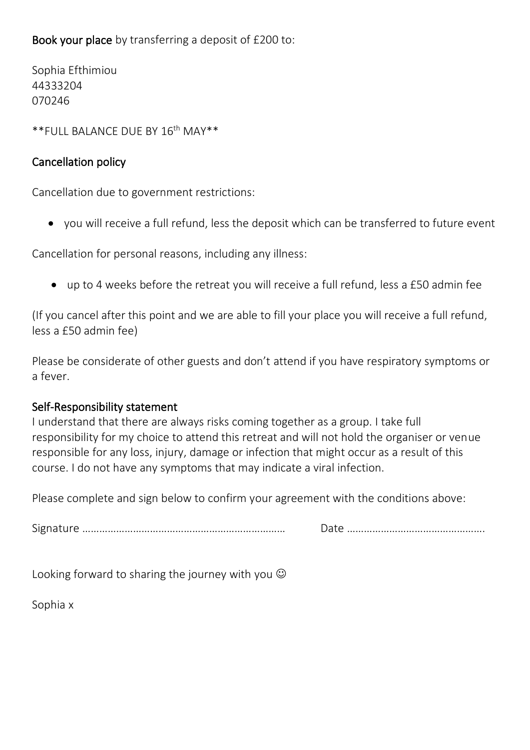**Book your place** by transferring a deposit of £200 to:

Sophia Efthimiou
44333204
070246

**FULL BALANCE DUE BY 16th MAY**

## Cancellation policy

Cancellation due to government restrictions:

- you will receive a full refund, less the deposit which can be transferred to future event

Cancellation for personal reasons, including any illness:

- up to 4 weeks before the retreat you will receive a full refund, less a £50 admin fee

(If you cancel after this point and we are able to fill your place you will receive a full refund, less a £50 admin fee)

Please be considerate of other guests and don't attend if you have respiratory symptoms or a fever.

## Self-Responsibility statement

I understand that there are always risks coming together as a group. I take full responsibility for my choice to attend this retreat and will not hold the organiser or venue responsible for any loss, injury, damage or infection that might occur as a result of this course. I do not have any symptoms that may indicate a viral infection.

Please complete and sign below to confirm your agreement with the conditions above:

Signature ……………………………………………………………… Date ………………………………………….

Looking forward to sharing the journey with you ☺

Sophia x